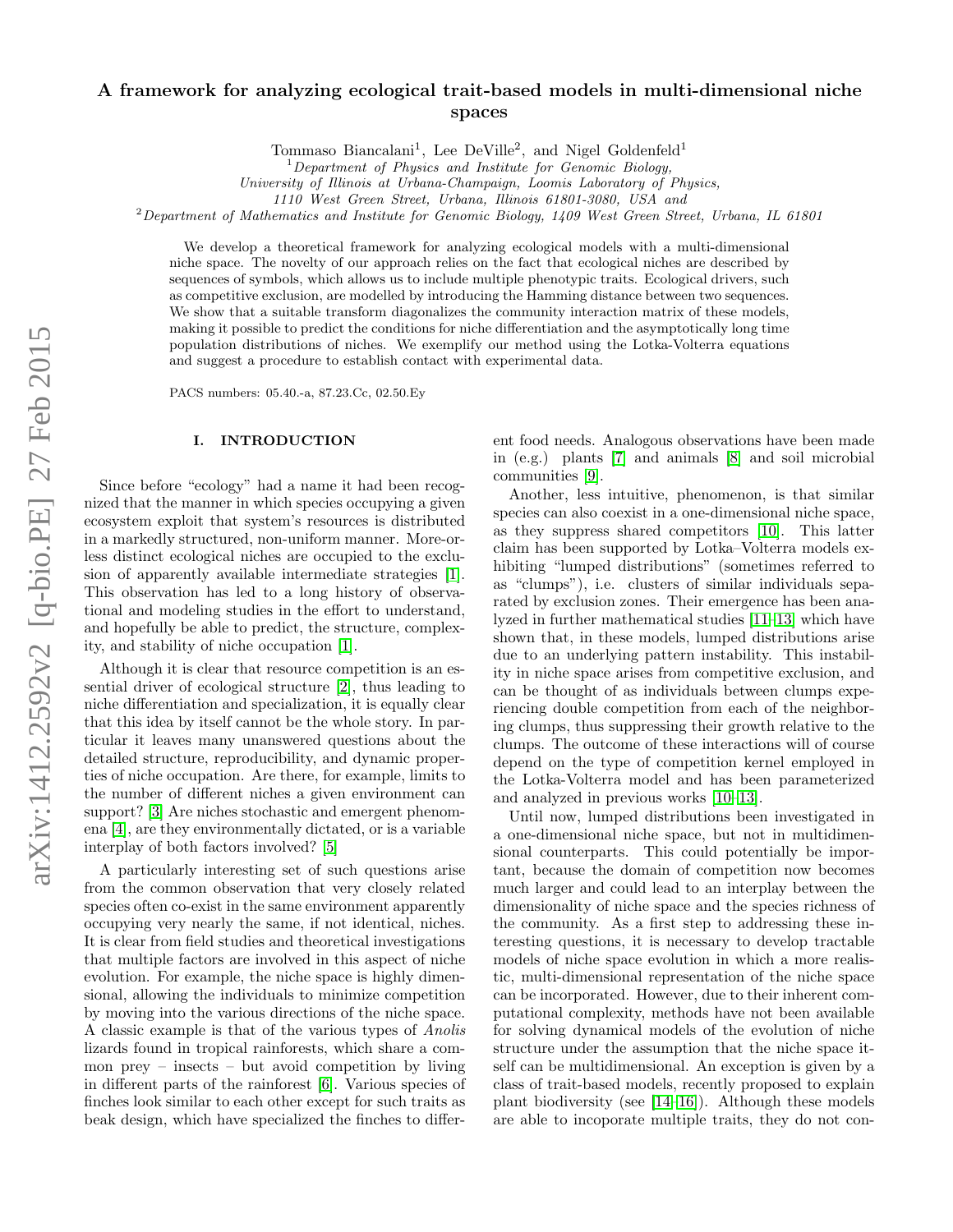# A framework for analyzing ecological trait-based models in multi-dimensional niche spaces

Tommaso Biancalani[1], Lee DeVille[2], and Nigel Goldenfeld[1]

[1]Department of Physics and Institute for Genomic Biology, University of Illinois at Urbana-Champaign, Loomis Laboratory of Physics, 1110 West Green Street, Urbana, Illinois 61801-3080, USA and

[2]Department of Mathematics and Institute for Genomic Biology, 1409 West Green Street, Urbana, IL 61801

We develop a theoretical framework for analyzing ecological models with a multi-dimensional niche space. The novelty of our approach relies on the fact that ecological niches are described by sequences of symbols, which allows us to include multiple phenotypic traits. Ecological drivers, such as competitive exclusion, are modelled by introducing the Hamming distance between two sequences. We show that a suitable transform diagonalizes the community interaction matrix of these models, making it possible to predict the conditions for niche differentiation and the asymptotically long time population distributions of niches. We exemplify our method using the Lotka-Volterra equations and suggest a procedure to establish contact with experimental data.

PACS numbers: 05.40.-a, 87.23.Cc, 02.50.Ey

## I. INTRODUCTION

Since before "ecology" had a name it had been recognized that the manner in which species occupying a given ecosystem exploit that system's resources is distributed in a markedly structured, non-uniform manner. More-or-less distinct ecological niches are occupied to the exclusion of apparently available intermediate strategies [1]. This observation has led to a long history of observational and modeling studies in the effort to understand, and hopefully be able to predict, the structure, complexity, and stability of niche occupation [1].

Although it is clear that resource competition is an essential driver of ecological structure [2], thus leading to niche differentiation and specialization, it is equally clear that this idea by itself cannot be the whole story. In particular it leaves many unanswered questions about the detailed structure, reproducibility, and dynamic properties of niche occupation. Are there, for example, limits to the number of different niches a given environment can support? [3] Are niches stochastic and emergent phenomena [4], are they environmentally dictated, or is a variable interplay of both factors involved? [5]

A particularly interesting set of such questions arise from the common observation that very closely related species often co-exist in the same environment apparently occupying very nearly the same, if not identical, niches. It is clear from field studies and theoretical investigations that multiple factors are involved in this aspect of niche evolution. For example, the niche space is highly dimensional, allowing the individuals to minimize competition by moving into the various directions of the niche space. A classic example is that of the various types of *Anolis* lizards found in tropical rainforests, which share a common prey – insects – but avoid competition by living in different parts of the rainforest [6]. Various species of finches look similar to each other except for such traits as beak design, which have specialized the finches to different food needs. Analogous observations have been made in (e.g.) plants [7] and animals [8] and soil microbial communities [9].

Another, less intuitive, phenomenon, is that similar species can also coexist in a one-dimensional niche space, as they suppress shared competitors [10]. This latter claim has been supported by Lotka–Volterra models exhibiting "lumped distributions" (sometimes referred to as "clumps"), i.e. clusters of similar individuals separated by exclusion zones. Their emergence has been analyzed in further mathematical studies [11–13] which have shown that, in these models, lumped distributions arise due to an underlying pattern instability. This instability in niche space arises from competitive exclusion, and can be thought of as individuals between clumps experiencing double competition from each of the neighboring clumps, thus suppressing their growth relative to the clumps. The outcome of these interactions will of course depend on the type of competition kernel employed in the Lotka-Volterra model and has been parameterized and analyzed in previous works [10–13].

Until now, lumped distributions been investigated in a one-dimensional niche space, but not in multidimensional counterparts. This could potentially be important, because the domain of competition now becomes much larger and could lead to an interplay between the dimensionality of niche space and the species richness of the community. As a first step to addressing these interesting questions, it is necessary to develop tractable models of niche space evolution in which a more realistic, multi-dimensional representation of the niche space can be incorporated. However, due to their inherent computational complexity, methods have not been available for solving dynamical models of the evolution of niche structure under the assumption that the niche space itself can be multidimensional. An exception is given by a class of trait-based models, recently proposed to explain plant biodiversity (see [14–16]). Although these models are able to incoporate multiple traits, they do not con-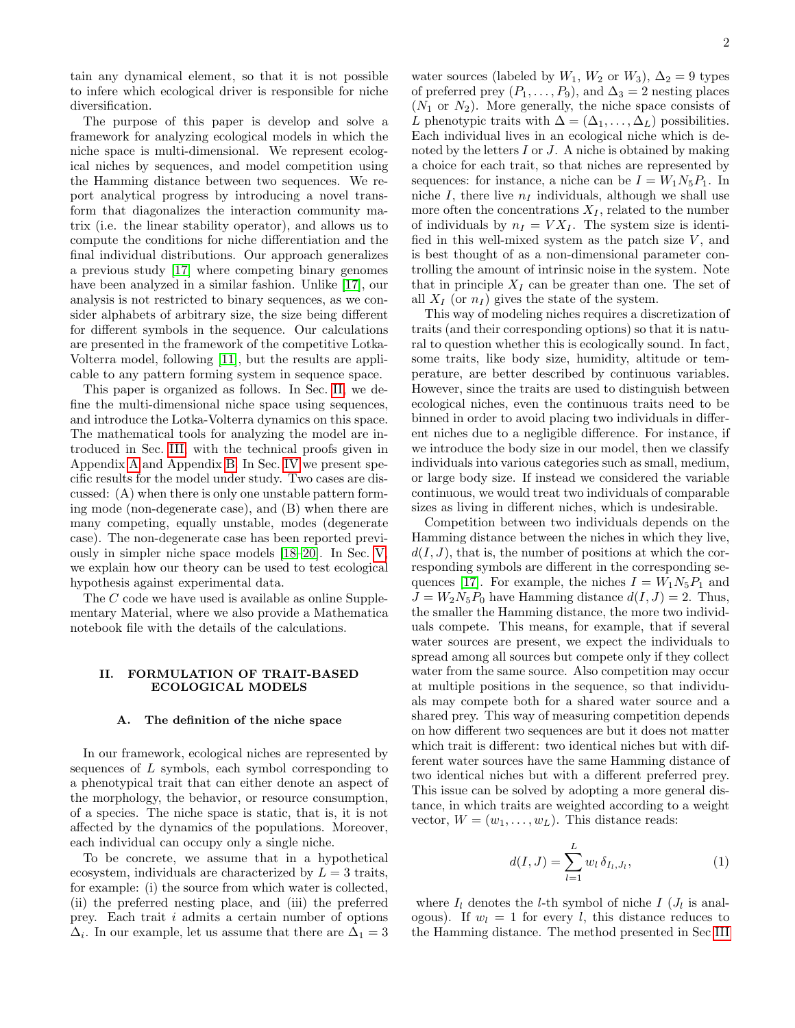tain any dynamical element, so that it is not possible to infere which ecological driver is responsible for niche diversification.

The purpose of this paper is develop and solve a framework for analyzing ecological models in which the niche space is multi-dimensional. We represent ecological niches by sequences, and model competition using the Hamming distance between two sequences. We report analytical progress by introducing a novel transform that diagonalizes the interaction community matrix (i.e. the linear stability operator), and allows us to compute the conditions for niche differentiation and the final individual distributions. Our approach generalizes a previous study [17] where competing binary genomes have been analyzed in a similar fashion. Unlike [17], our analysis is not restricted to binary sequences, as we consider alphabets of arbitrary size, the size being different for different symbols in the sequence. Our calculations are presented in the framework of the competitive Lotka-Volterra model, following [11], but the results are applicable to any pattern forming system in sequence space.

This paper is organized as follows. In Sec. II, we define the multi-dimensional niche space using sequences, and introduce the Lotka-Volterra dynamics on this space. The mathematical tools for analyzing the model are introduced in Sec. III, with the technical proofs given in Appendix A and Appendix B. In Sec. IV we present specific results for the model under study. Two cases are discussed: (A) when there is only one unstable pattern forming mode (non-degenerate case), and (B) when there are many competing, equally unstable, modes (degenerate case). The non-degenerate case has been reported previously in simpler niche space models [18–20]. In Sec. V, we explain how our theory can be used to test ecological hypothesis against experimental data.

The *C* code we have used is available as online Supplementary Material, where we also provide a Mathematica notebook file with the details of the calculations.

## II. FORMULATION OF TRAIT-BASED ECOLOGICAL MODELS

### A. The definition of the niche space

In our framework, ecological niches are represented by sequences of $L$ symbols, each symbol corresponding to a phenotypical trait that can either denote an aspect of the morphology, the behavior, or resource consumption, of a species. The niche space is static, that is, it is not affected by the dynamics of the populations. Moreover, each individual can occupy only a single niche.

To be concrete, we assume that in a hypothetical ecosystem, individuals are characterized by $L = 3$ traits, for example: (i) the source from which water is collected, (ii) the preferred nesting place, and (iii) the preferred prey. Each trait $i$ admits a certain number of options $\Delta_i$. In our example, let us assume that there are $\Delta_1 = 3$ water sources (labeled by $W_1$, $W_2$ or $W_3$), $\Delta_2 = 9$ types of preferred prey ($P_1, \dots, P_9$), and $\Delta_3 = 2$ nesting places ($N_1$ or $N_2$). More generally, the niche space consists of $L$ phenotypic traits with $\Delta = (\Delta_1, \dots, \Delta_L)$ possibilities. Each individual lives in an ecological niche which is denoted by the letters $I$ or $J$. A niche is obtained by making a choice for each trait, so that niches are represented by sequences: for instance, a niche can be $I = W_1 N_5 P_1$. In niche $I$, there live $n_I$ individuals, although we shall use more often the concentrations $X_I$, related to the number of individuals by $n_I = V X_I$. The system size is identified in this well-mixed system as the patch size $V$, and is best thought of as a non-dimensional parameter controlling the amount of intrinsic noise in the system. Note that in principle $X_I$ can be greater than one. The set of all $X_I$ (or $n_I$) gives the state of the system.

This way of modeling niches requires a discretization of traits (and their corresponding options) so that it is natural to question whether this is ecologically sound. In fact, some traits, like body size, humidity, altitude or temperature, are better described by continuous variables. However, since the traits are used to distinguish between ecological niches, even the continuous traits need to be binned in order to avoid placing two individuals in different niches due to a negligible difference. For instance, if we introduce the body size in our model, then we classify individuals into various categories such as small, medium, or large body size. If instead we considered the variable continuous, we would treat two individuals of comparable sizes as living in different niches, which is undesirable.

Competition between two individuals depends on the Hamming distance between the niches in which they live, $d(I, J)$, that is, the number of positions at which the corresponding symbols are different in the corresponding sequences [17]. For example, the niches $I = W_1 N_5 P_1$ and $J = W_2 N_5 P_0$ have Hamming distance $d(I, J) = 2$. Thus, the smaller the Hamming distance, the more two individuals compete. This means, for example, that if several water sources are present, we expect the individuals to spread among all sources but compete only if they collect water from the same source. Also competition may occur at multiple positions in the sequence, so that individuals may compete both for a shared water source and a shared prey. This way of measuring competition depends on how different two sequences are but it does not matter which trait is different: two identical niches but with different water sources have the same Hamming distance of two identical niches but with a different preferred prey. This issue can be solved by adopting a more general distance, in which traits are weighted according to a weight vector, $W = (w_1, \dots, w_L)$. This distance reads:

$$d(I, J) = \sum_{l=1}^{L} w_l \, \delta_{I_l, J_l}, \tag{1}$$

where $I_l$ denotes the $l$-th symbol of niche $I$ ($J_l$ is analogous). If $w_l = 1$ for every $l$, this distance reduces to the Hamming distance. The method presented in Sec III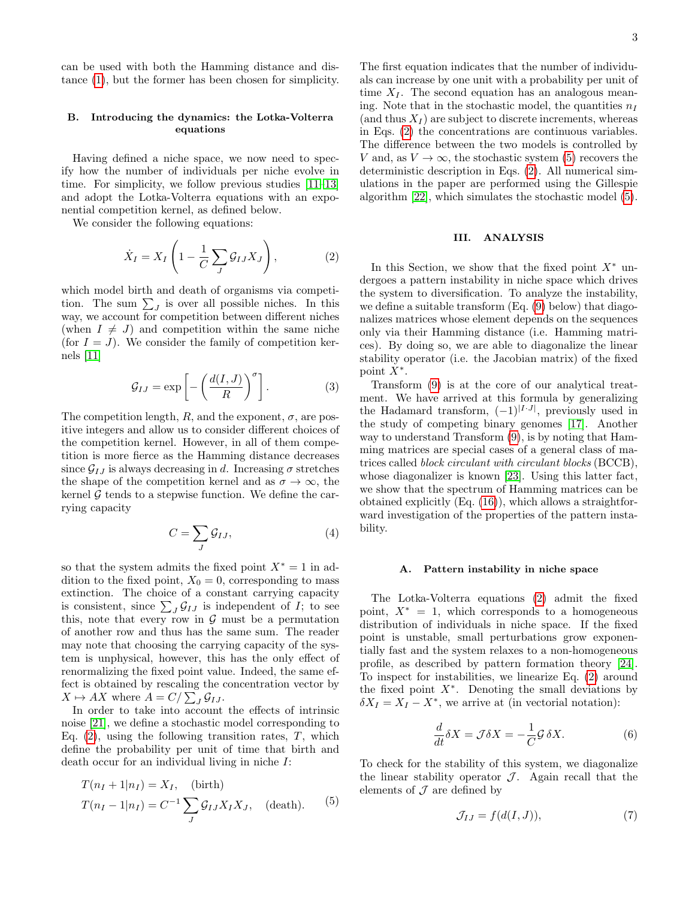can be used with both the Hamming distance and distance (1), but the former has been chosen for simplicity.

### B. Introducing the dynamics: the Lotka-Volterra equations

Having defined a niche space, we now need to specify how the number of individuals per niche evolve in time. For simplicity, we follow previous studies [11–13] and adopt the Lotka-Volterra equations with an exponential competition kernel, as defined below.

We consider the following equations:

$$\dot{X}_I = X_I \left(1 - \frac{1}{C}\sum_J \mathcal{G}_{IJ} X_J\right), \tag{2}$$

which model birth and death of organisms via competition. The sum $\sum_J$ is over all possible niches. In this way, we account for competition between different niches (when $I \neq J$) and competition within the same niche (for $I = J$). We consider the family of competition kernels [11]

$$\mathcal{G}_{IJ} = \exp\left[-\left(\frac{d(I,J)}{R}\right)^{\sigma}\right]. \tag{3}$$

The competition length, $R$, and the exponent, $\sigma$, are positive integers and allow us to consider different choices of the competition kernel. However, in all of them competition is more fierce as the Hamming distance decreases since $\mathcal{G}_{IJ}$ is always decreasing in $d$. Increasing $\sigma$ stretches the shape of the competition kernel and as $\sigma \to \infty$, the kernel $\mathcal{G}$ tends to a stepwise function. We define the carrying capacity

$$C = \sum_J \mathcal{G}_{IJ}, \tag{4}$$

so that the system admits the fixed point $X^* = 1$ in addition to the fixed point, $X_0 = 0$, corresponding to mass extinction. The choice of a constant carrying capacity is consistent, since $\sum_J \mathcal{G}_{IJ}$ is independent of $I$; to see this, note that every row in $\mathcal{G}$ must be a permutation of another row and thus has the same sum. The reader may note that choosing the carrying capacity of the system is unphysical, however, this has the only effect of renormalizing the fixed point value. Indeed, the same effect is obtained by rescaling the concentration vector by $X \mapsto AX$ where $A = C/\sum_J \mathcal{G}_{IJ}$.

In order to take into account the effects of intrinsic noise [21], we define a stochastic model corresponding to Eq. (2), using the following transition rates, $T$, which define the probability per unit of time that birth and death occur for an individual living in niche $I$:

$$\begin{aligned} T(n_I + 1|n_I) &= X_I, \quad \text{(birth)} \\ T(n_I - 1|n_I) &= C^{-1}\sum_J \mathcal{G}_{IJ} X_I X_J, \quad \text{(death)}. \end{aligned} \tag{5}$$

The first equation indicates that the number of individuals can increase by one unit with a probability per unit of time $X_I$. The second equation has an analogous meaning. Note that in the stochastic model, the quantities $n_I$ (and thus $X_I$) are subject to discrete increments, whereas in Eqs. (2) the concentrations are continuous variables. The difference between the two models is controlled by $V$ and, as $V \to \infty$, the stochastic system (5) recovers the deterministic description in Eqs. (2). All numerical simulations in the paper are performed using the Gillespie algorithm [22], which simulates the stochastic model (5).

## III. ANALYSIS

In this Section, we show that the fixed point $X^*$ undergoes a pattern instability in niche space which drives the system to diversification. To analyze the instability, we define a suitable transform (Eq. (9) below) that diagonalizes matrices whose element depends on the sequences only via their Hamming distance (i.e. Hamming matrices). By doing so, we are able to diagonalize the linear stability operator (i.e. the Jacobian matrix) of the fixed point $X^*$.

Transform (9) is at the core of our analytical treatment. We have arrived at this formula by generalizing the Hadamard transform, $(-1)^{|I \cdot J|}$, previously used in the study of competing binary genomes [17]. Another way to understand Transform (9), is by noting that Hamming matrices are special cases of a general class of matrices called *block circulant with circulant blocks* (BCCB), whose diagonalizer is known [23]. Using this latter fact, we show that the spectrum of Hamming matrices can be obtained explicitly (Eq. (16)), which allows a straightforward investigation of the properties of the pattern instability.

### A. Pattern instability in niche space

The Lotka-Volterra equations (2) admit the fixed point, $X^* = 1$, which corresponds to a homogeneous distribution of individuals in niche space. If the fixed point is unstable, small perturbations grow exponentially fast and the system relaxes to a non-homogeneous profile, as described by pattern formation theory [24]. To inspect for instabilities, we linearize Eq. (2) around the fixed point $X^*$. Denoting the small deviations by $\delta X_I = X_I - X^*$, we arrive at (in vectorial notation):

$$\frac{d}{dt}\delta X = \mathcal{J}\delta X = -\frac{1}{C}\mathcal{G}\,\delta X. \tag{6}$$

To check for the stability of this system, we diagonalize the linear stability operator $\mathcal{J}$. Again recall that the elements of $\mathcal{J}$ are defined by

$$\mathcal{J}_{IJ} = f(d(I,J)), \tag{7}$$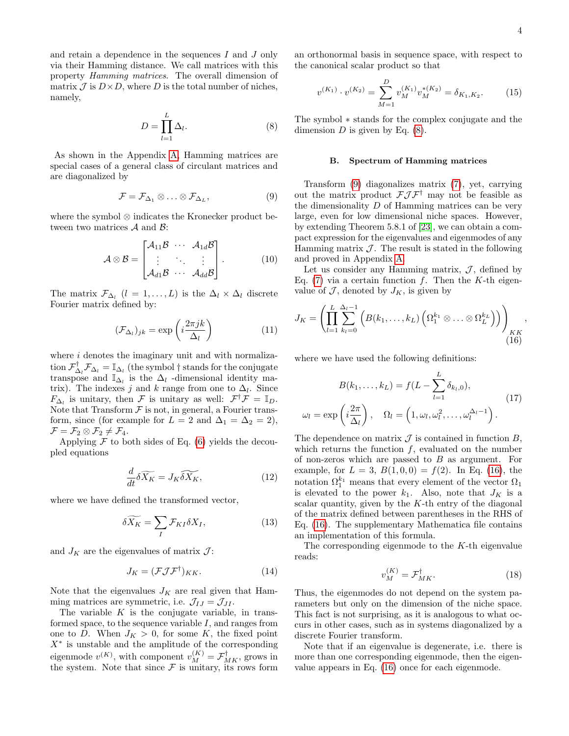and retain a dependence in the sequences $I$ and $J$ only via their Hamming distance. We call matrices with this property *Hamming matrices*. The overall dimension of matrix $\mathcal{J}$ is $D \times D$, where $D$ is the total number of niches, namely,

$$D = \prod_{l=1}^{L} \Delta_l. \tag{8}$$

As shown in the Appendix A, Hamming matrices are special cases of a general class of circulant matrices and are diagonalized by

$$\mathcal{F} = \mathcal{F}_{\Delta_1} \otimes \ldots \otimes \mathcal{F}_{\Delta_L}, \tag{9}$$

where the symbol $\otimes$ indicates the Kronecker product between two matrices $\mathcal{A}$ and $\mathcal{B}$:

$$\mathcal{A} \otimes \mathcal{B} = \begin{bmatrix} \mathcal{A}_{11}\mathcal{B} & \cdots & \mathcal{A}_{1d}\mathcal{B} \\ \vdots & \ddots & \vdots \\ \mathcal{A}_{d1}\mathcal{B} & \cdots & \mathcal{A}_{dd}\mathcal{B} \end{bmatrix}. \tag{10}$$

The matrix $\mathcal{F}_{\Delta_l}$ ($l = 1, \ldots, L$) is the $\Delta_l \times \Delta_l$ discrete Fourier matrix defined by:

$$(\mathcal{F}_{\Delta_l})_{jk} = \exp\left(i \frac{2\pi jk}{\Delta_l}\right) \tag{11}$$

where $i$ denotes the imaginary unit and with normalization $\mathcal{F}^\dagger_{\Delta_l}\mathcal{F}_{\Delta_l} = \mathbb{I}_{\Delta_l}$ (the symbol $\dagger$ stands for the conjugate transpose and $\mathbb{I}_{\Delta_l}$ is the $\Delta_l$ -dimensional identity matrix). The indexes $j$ and $k$ range from one to $\Delta_l$. Since $F_{\Delta_l}$ is unitary, then $\mathcal{F}$ is unitary as well: $\mathcal{F}^\dagger\mathcal{F} = \mathbb{I}_D$. Note that Transform $\mathcal{F}$ is not, in general, a Fourier transform, since (for example for $L = 2$ and $\Delta_1 = \Delta_2 = 2$), $\mathcal{F} = \mathcal{F}_2 \otimes \mathcal{F}_2 \neq \mathcal{F}_4$.

Applying $\mathcal{F}$ to both sides of Eq. (6) yields the decoupled equations

$$\frac{d}{dt}\widetilde{\delta X_K} = J_K \widetilde{\delta X_K}, \tag{12}$$

where we have defined the transformed vector,

$$\widetilde{\delta X_K} = \sum_I \mathcal{F}_{KI}\delta X_I, \tag{13}$$

and $J_K$ are the eigenvalues of matrix $\mathcal{J}$:

$$J_K = (\mathcal{F}\mathcal{J}\mathcal{F}^\dagger)_{KK}. \tag{14}$$

Note that the eigenvalues $J_K$ are real given that Hamming matrices are symmetric, i.e. $\mathcal{J}_{IJ} = \mathcal{J}_{JI}$.

The variable $K$ is the conjugate variable, in transformed space, to the sequence variable $I$, and ranges from one to $D$. When $J_K > 0$, for some $K$, the fixed point $X^*$ is unstable and the amplitude of the corresponding eigenmode $v^{(K)}$, with component $v^{(K)}_M = \mathcal{F}^\dagger_{MK}$, grows in the system. Note that since $\mathcal{F}$ is unitary, its rows form an orthonormal basis in sequence space, with respect to the canonical scalar product so that

$$v^{(K_1)} \cdot v^{(K_2)} = \sum_{M=1}^{D} v^{(K_1)}_M v^{*(K_2)}_M = \delta_{K_1,K_2}. \tag{15}$$

The symbol $*$ stands for the complex conjugate and the dimension $D$ is given by Eq. (8).

### B. Spectrum of Hamming matrices

Transform (9) diagonalizes matrix (7), yet, carrying out the matrix product $\mathcal{F}\mathcal{J}\mathcal{F}^\dagger$ may not be feasible as the dimensionality $D$ of Hamming matrices can be very large, even for low dimensional niche spaces. However, by extending Theorem 5.8.1 of [23], we can obtain a compact expression for the eigenvalues and eigenmodes of any Hamming matrix $\mathcal{J}$. The result is stated in the following and proved in Appendix A.

Let us consider any Hamming matrix, $\mathcal{J}$, defined by Eq. (7) via a certain function $f$. Then the $K$-th eigenvalue of $\mathcal{J}$, denoted by $J_K$, is given by

$$J_K = \left( \prod_{l=1}^{L} \sum_{k_l=0}^{\Delta_l - 1} \left( B(k_1, \ldots, k_L) \left( \Omega_1^{k_1} \otimes \ldots \otimes \Omega_L^{k_L} \right) \right) \right)_{KK}, \tag{16}$$

where we have used the following definitions:

$$\begin{aligned} B(k_1, \ldots, k_L) &= f(L - \sum_{l=1}^{L} \delta_{k_l,0}), \\ \omega_l = \exp\left(i\frac{2\pi}{\Delta_l}\right), \quad \Omega_l &= \left(1, \omega_l, \omega_l^2, \ldots, \omega_l^{\Delta_l - 1}\right). \end{aligned} \tag{17}$$

The dependence on matrix $\mathcal{J}$ is contained in function $B$, which returns the function $f$, evaluated on the number of non-zeros which are passed to $B$ as argument. For example, for $L = 3$, $B(1, 0, 0) = f(2)$. In Eq. (16), the notation $\Omega_1^{k_1}$ means that every element of the vector $\Omega_1$ is elevated to the power $k_1$. Also, note that $J_K$ is a scalar quantity, given by the $K$-th entry of the diagonal of the matrix defined between parentheses in the RHS of Eq. (16). The supplementary Mathematica file contains an implementation of this formula.

The corresponding eigenmode to the $K$-th eigenvalue reads:

$$v^{(K)}_M = \mathcal{F}^\dagger_{MK}. \tag{18}$$

Thus, the eigenmodes do not depend on the system parameters but only on the dimension of the niche space. This fact is not surprising, as it is analogous to what occurs in other cases, such as in systems diagonalized by a discrete Fourier transform.

Note that if an eigenvalue is degenerate, i.e. there is more than one corresponding eigenmode, then the eigenvalue appears in Eq. (16) once for each eigenmode.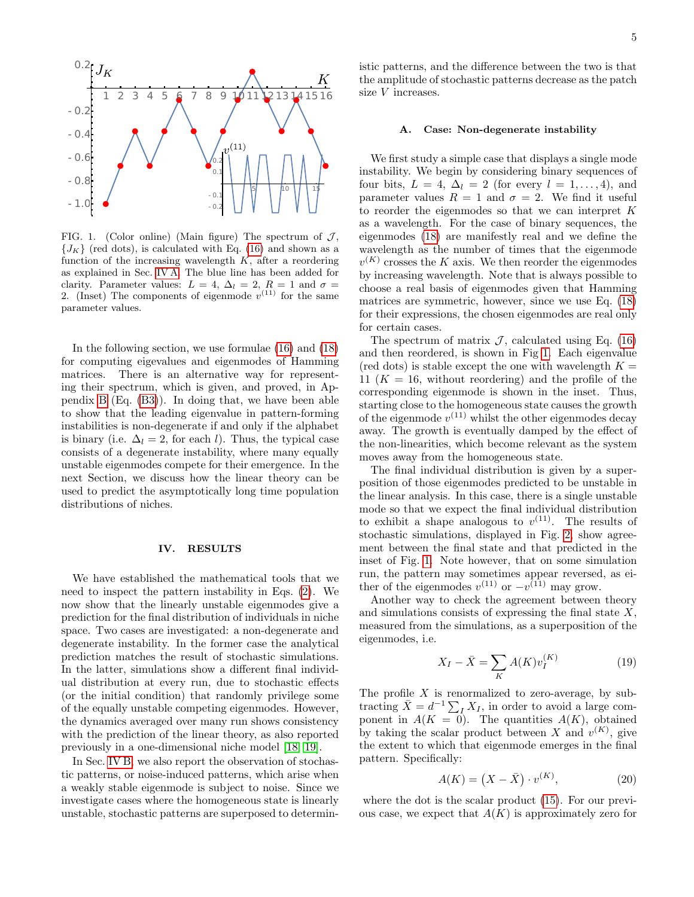FIG. 1. (Color online) (Main figure) The spectrum of $\mathcal{J}$, $\{J_K\}$ (red dots), is calculated with Eq. (16) and shown as a function of the increasing wavelength $K$, after a reordering as explained in Sec. IV A. The blue line has been added for clarity. Parameter values: $L = 4$, $\Delta_l = 2$, $R = 1$ and $\sigma = 2$. (Inset) The components of eigenmode $v^{(11)}$ for the same parameter values.

In the following section, we use formulae (16) and (18) for computing eigevalues and eigenmodes of Hamming matrices. There is an alternative way for representing their spectrum, which is given, and proved, in Appendix B (Eq. (B3)). In doing that, we have been able to show that the leading eigenvalue in pattern-forming instabilities is non-degenerate if and only if the alphabet is binary (i.e. $\Delta_l = 2$, for each $l$). Thus, the typical case consists of a degenerate instability, where many equally unstable eigenmodes compete for their emergence. In the next Section, we discuss how the linear theory can be used to predict the asymptotically long time population distributions of niches.

## IV. RESULTS

We have established the mathematical tools that we need to inspect the pattern instability in Eqs. (2). We now show that the linearly unstable eigenmodes give a prediction for the final distribution of individuals in niche space. Two cases are investigated: a non-degenerate and degenerate instability. In the former case the analytical prediction matches the result of stochastic simulations. In the latter, simulations show a different final individual distribution at every run, due to stochastic effects (or the initial condition) that randomly privilege some of the equally unstable competing eigenmodes. However, the dynamics averaged over many run shows consistency with the prediction of the linear theory, as also reported previously in a one-dimensional niche model [18, 19].

In Sec. IV B, we also report the observation of stochastic patterns, or noise-induced patterns, which arise when a weakly stable eigenmode is subject to noise. Since we investigate cases where the homogeneous state is linearly unstable, stochastic patterns are superposed to deterministic patterns, and the difference between the two is that the amplitude of stochastic patterns decrease as the patch size $V$ increases.

### A. Case: Non-degenerate instability

We first study a simple case that displays a single mode instability. We begin by considering binary sequences of four bits, $L = 4$, $\Delta_l = 2$ (for every $l = 1, \ldots, 4$), and parameter values $R = 1$ and $\sigma = 2$. We find it useful to reorder the eigenmodes so that we can interpret $K$ as a wavelength. For the case of binary sequences, the eigenmodes (18) are manifestly real and we define the wavelength as the number of times that the eigenmode $v^{(K)}$ crosses the $K$ axis. We then reorder the eigenmodes by increasing wavelength. Note that is always possible to choose a real basis of eigenmodes given that Hamming matrices are symmetric, however, since we use Eq. (18) for their expressions, the chosen eigenmodes are real only for certain cases.

The spectrum of matrix $\mathcal{J}$, calculated using Eq. (16) and then reordered, is shown in Fig 1. Each eigenvalue (red dots) is stable except the one with wavelength $K = 11$ ($K = 16$, without reordering) and the profile of the corresponding eigenmode is shown in the inset. Thus, starting close to the homogeneous state causes the growth of the eigenmode $v^{(11)}$ whilst the other eigenmodes decay away. The growth is eventually damped by the effect of the non-linearities, which become relevant as the system moves away from the homogeneous state.

The final individual distribution is given by a superposition of those eigenmodes predicted to be unstable in the linear analysis. In this case, there is a single unstable mode so that we expect the final individual distribution to exhibit a shape analogous to $v^{(11)}$. The results of stochastic simulations, displayed in Fig. 2, show agreement between the final state and that predicted in the inset of Fig. 1. Note however, that on some simulation run, the pattern may sometimes appear reversed, as either of the eigenmodes $v^{(11)}$ or $-v^{(11)}$ may grow.

Another way to check the agreement between theory and simulations consists of expressing the final state $X$, measured from the simulations, as a superposition of the eigenmodes, i.e.

$$X_I - \bar{X} = \sum_K A(K) v_I^{(K)} \tag{19}$$

The profile $X$ is renormalized to zero-average, by subtracting $\bar{X} = d^{-1} \sum_I X_I$, in order to avoid a large component in $A(K = 0)$. The quantities $A(K)$, obtained by taking the scalar product between $X$ and $v^{(K)}$, give the extent to which that eigenmode emerges in the final pattern. Specifically:

$$A(K) = \left(X - \bar{X}\right) \cdot v^{(K)}, \tag{20}$$

where the dot is the scalar product (15). For our previous case, we expect that $A(K)$ is approximately zero for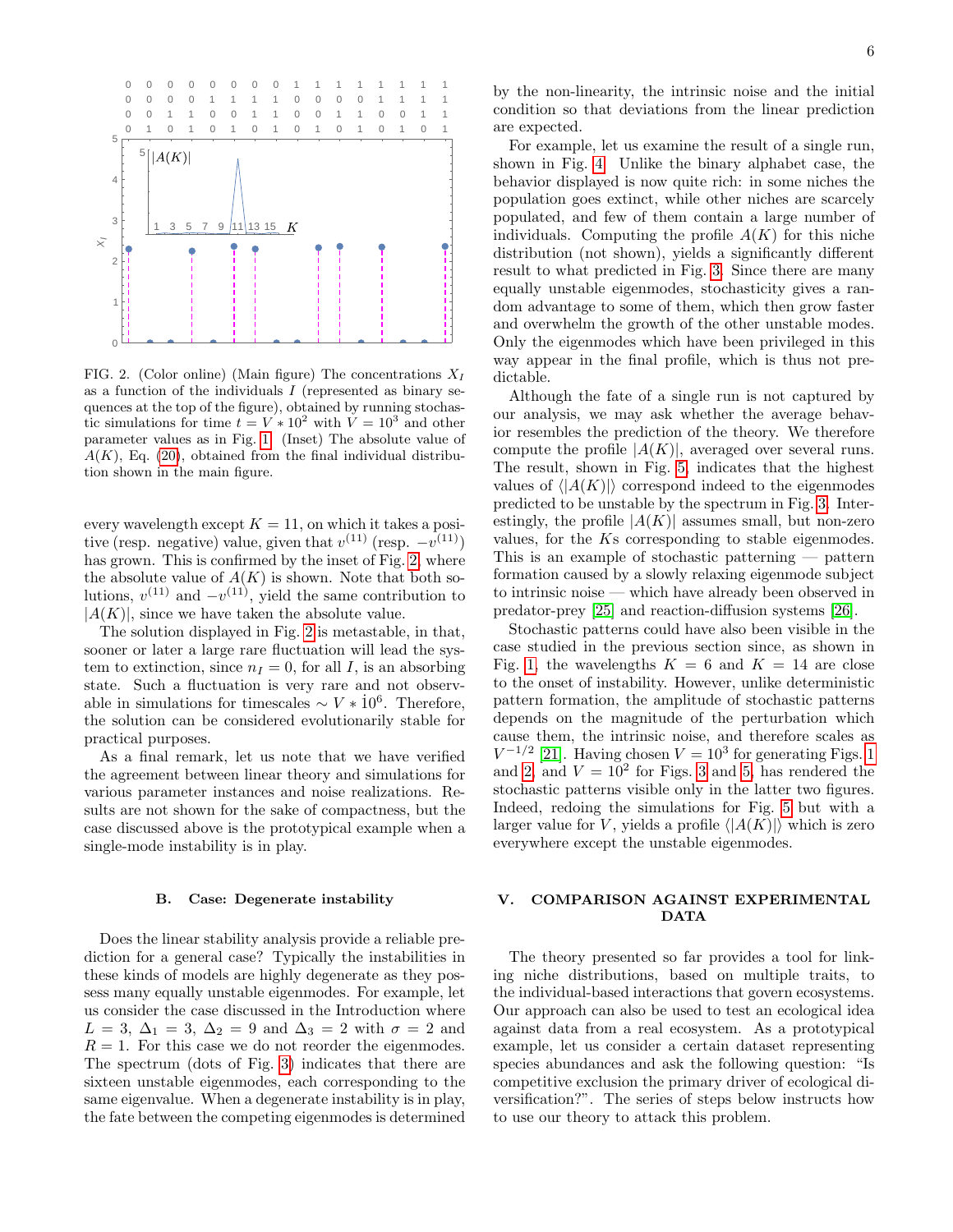FIG. 2. (Color online) (Main figure) The concentrations $X_I$ as a function of the individuals $I$ (represented as binary sequences at the top of the figure), obtained by running stochastic simulations for time $t = V * 10^2$ with $V = 10^3$ and other parameter values as in Fig. 1. (Inset) The absolute value of $A(K)$, Eq. (20), obtained from the final individual distribution shown in the main figure.

every wavelength except $K = 11$, on which it takes a positive (resp. negative) value, given that $v^{(11)}$ (resp. $-v^{(11)}$) has grown. This is confirmed by the inset of Fig. 2, where the absolute value of $A(K)$ is shown. Note that both solutions, $v^{(11)}$ and $-v^{(11)}$, yield the same contribution to $|A(K)|$, since we have taken the absolute value.

The solution displayed in Fig. 2 is metastable, in that, sooner or later a large rare fluctuation will lead the system to extinction, since $n_I = 0$, for all $I$, is an absorbing state. Such a fluctuation is very rare and not observable in simulations for timescales $\sim V * 10^6$. Therefore, the solution can be considered evolutionarily stable for practical purposes.

As a final remark, let us note that we have verified the agreement between linear theory and simulations for various parameter instances and noise realizations. Results are not shown for the sake of compactness, but the case discussed above is the prototypical example when a single-mode instability is in play.

### B. Case: Degenerate instability

Does the linear stability analysis provide a reliable prediction for a general case? Typically the instabilities in these kinds of models are highly degenerate as they possess many equally unstable eigenmodes. For example, let us consider the case discussed in the Introduction where $L = 3$, $\Delta_1 = 3$, $\Delta_2 = 9$ and $\Delta_3 = 2$ with $\sigma = 2$ and $R = 1$. For this case we do not reorder the eigenmodes. The spectrum (dots of Fig. 3) indicates that there are sixteen unstable eigenmodes, each corresponding to the same eigenvalue. When a degenerate instability is in play, the fate between the competing eigenmodes is determined by the non-linearity, the intrinsic noise and the initial condition so that deviations from the linear prediction are expected.

For example, let us examine the result of a single run, shown in Fig. 4. Unlike the binary alphabet case, the behavior displayed is now quite rich: in some niches the population goes extinct, while other niches are scarcely populated, and few of them contain a large number of individuals. Computing the profile $A(K)$ for this niche distribution (not shown), yields a significantly different result to what predicted in Fig. 3. Since there are many equally unstable eigenmodes, stochasticity gives a random advantage to some of them, which then grow faster and overwhelm the growth of the other unstable modes. Only the eigenmodes which have been privileged in this way appear in the final profile, which is thus not predictable.

Although the fate of a single run is not captured by our analysis, we may ask whether the average behavior resembles the prediction of the theory. We therefore compute the profile $|A(K)|$, averaged over several runs. The result, shown in Fig. 5, indicates that the highest values of $\langle |A(K)| \rangle$ correspond indeed to the eigenmodes predicted to be unstable by the spectrum in Fig. 3. Interestingly, the profile $|A(K)|$ assumes small, but non-zero values, for the $K$s corresponding to stable eigenmodes. This is an example of stochastic patterning — pattern formation caused by a slowly relaxing eigenmode subject to intrinsic noise — which have already been observed in predator-prey [25] and reaction-diffusion systems [26].

Stochastic patterns could have also been visible in the case studied in the previous section since, as shown in Fig. 1, the wavelengths $K = 6$ and $K = 14$ are close to the onset of instability. However, unlike deterministic pattern formation, the amplitude of stochastic patterns depends on the magnitude of the perturbation which cause them, the intrinsic noise, and therefore scales as $V^{-1/2}$ [21]. Having chosen $V = 10^3$ for generating Figs. 1 and 2, and $V = 10^2$ for Figs. 3 and 5, has rendered the stochastic patterns visible only in the latter two figures. Indeed, redoing the simulations for Fig. 5 but with a larger value for $V$, yields a profile $\langle |A(K)| \rangle$ which is zero everywhere except the unstable eigenmodes.

## V. COMPARISON AGAINST EXPERIMENTAL DATA

The theory presented so far provides a tool for linking niche distributions, based on multiple traits, to the individual-based interactions that govern ecosystems. Our approach can also be used to test an ecological idea against data from a real ecosystem. As a prototypical example, let us consider a certain dataset representing species abundances and ask the following question: "Is competitive exclusion the primary driver of ecological diversification?". The series of steps below instructs how to use our theory to attack this problem.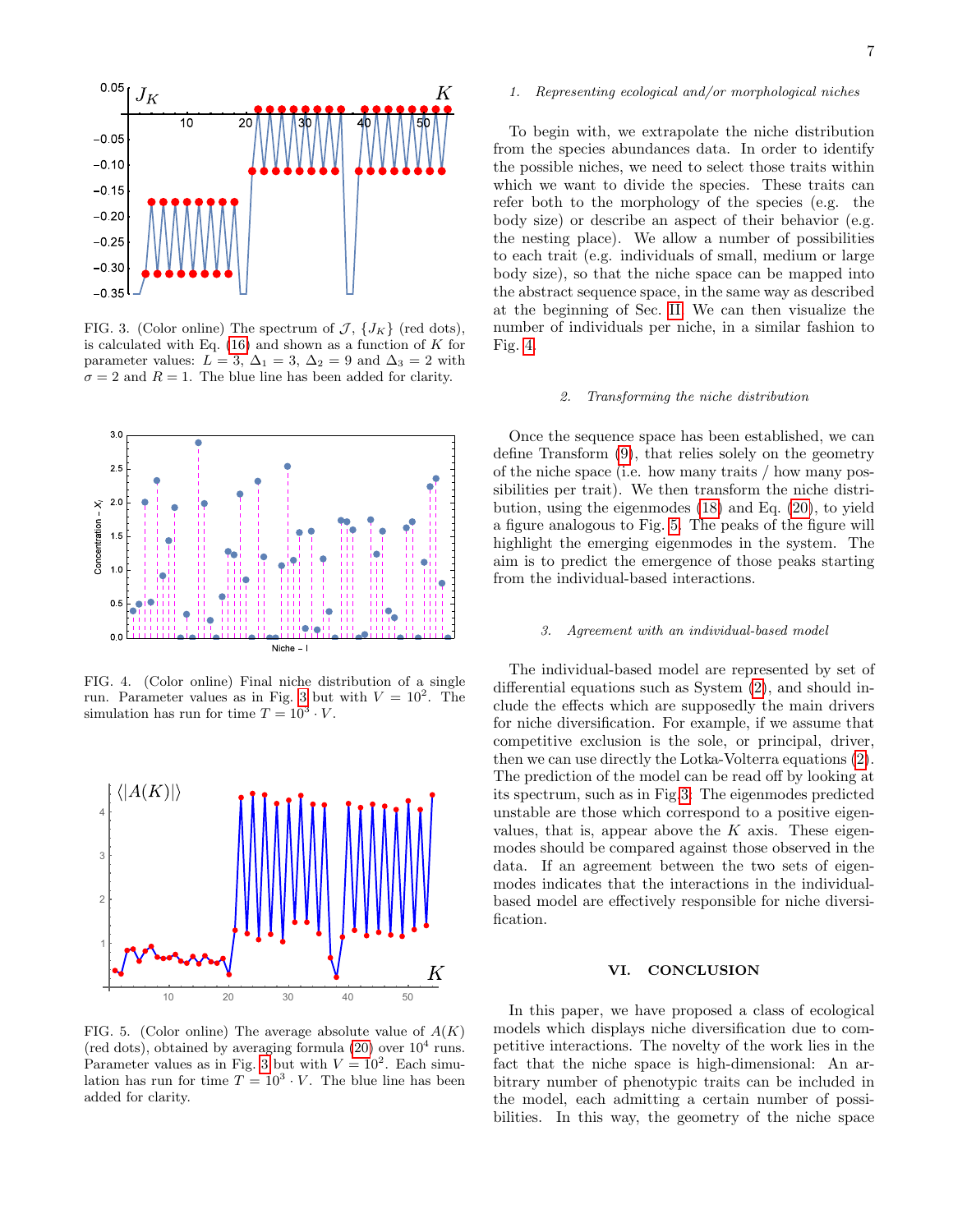FIG. 3. (Color online) The spectrum of $\mathcal{J}$, $\{J_K\}$ (red dots), is calculated with Eq. (16) and shown as a function of $K$ for parameter values: $L = 3$, $\Delta_1 = 3$, $\Delta_2 = 9$ and $\Delta_3 = 2$ with $\sigma = 2$ and $R = 1$. The blue line has been added for clarity.

FIG. 4. (Color online) Final niche distribution of a single run. Parameter values as in Fig. 3 but with $V = 10^2$. The simulation has run for time $T = 10^3 \cdot V$.

FIG. 5. (Color online) The average absolute value of $A(K)$ (red dots), obtained by averaging formula (20) over $10^4$ runs. Parameter values as in Fig. 3 but with $V = 10^2$. Each simulation has run for time $T = 10^3 \cdot V$. The blue line has been added for clarity.

#### *1. Representing ecological and/or morphological niches*

To begin with, we extrapolate the niche distribution from the species abundances data. In order to identify the possible niches, we need to select those traits within which we want to divide the species. These traits can refer both to the morphology of the species (e.g. the body size) or describe an aspect of their behavior (e.g. the nesting place). We allow a number of possibilities to each trait (e.g. individuals of small, medium or large body size), so that the niche space can be mapped into the abstract sequence space, in the same way as described at the beginning of Sec. II. We can then visualize the number of individuals per niche, in a similar fashion to Fig. 4.

#### *2. Transforming the niche distribution*

Once the sequence space has been established, we can define Transform (9), that relies solely on the geometry of the niche space (i.e. how many traits / how many possibilities per trait). We then transform the niche distribution, using the eigenmodes (18) and Eq. (20), to yield a figure analogous to Fig. 5. The peaks of the figure will highlight the emerging eigenmodes in the system. The aim is to predict the emergence of those peaks starting from the individual-based interactions.

#### *3. Agreement with an individual-based model*

The individual-based model are represented by set of differential equations such as System (2), and should include the effects which are supposedly the main drivers for niche diversification. For example, if we assume that competitive exclusion is the sole, or principal, driver, then we can use directly the Lotka-Volterra equations (2). The prediction of the model can be read off by looking at its spectrum, such as in Fig.3. The eigenmodes predicted unstable are those which correspond to a positive eigenvalues, that is, appear above the $K$ axis. These eigenmodes should be compared against those observed in the data. If an agreement between the two sets of eigenmodes indicates that the interactions in the individual-based model are effectively responsible for niche diversification.

## VI. CONCLUSION

In this paper, we have proposed a class of ecological models which displays niche diversification due to competitive interactions. The novelty of the work lies in the fact that the niche space is high-dimensional: An arbitrary number of phenotypic traits can be included in the model, each admitting a certain number of possibilities. In this way, the geometry of the niche space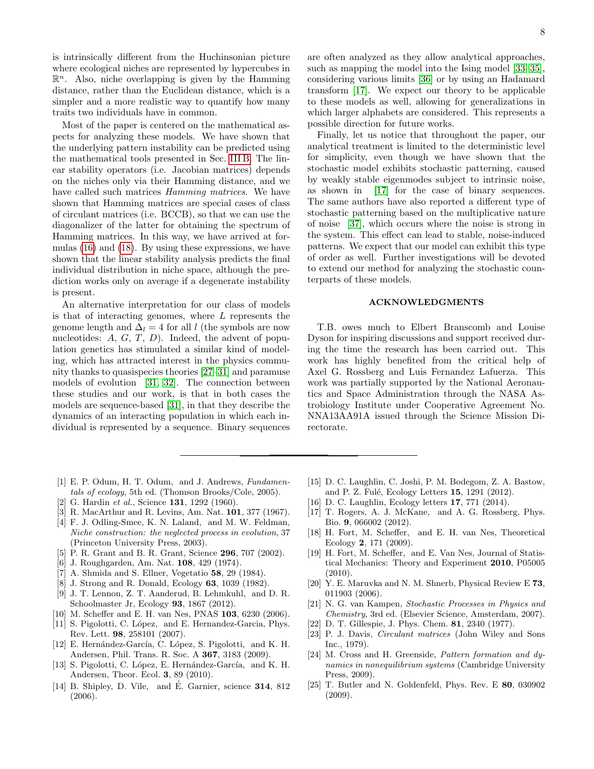is intrinsically different from the Huchinsonian picture where ecological niches are represented by hypercubes in $\mathbb{R}^n$. Also, niche overlapping is given by the Hamming distance, rather than the Euclidean distance, which is a simpler and a more realistic way to quantify how many traits two individuals have in common.

Most of the paper is centered on the mathematical aspects for analyzing these models. We have shown that the underlying pattern instability can be predicted using the mathematical tools presented in Sec. III B. The linear stability operators (i.e. Jacobian matrices) depends on the niches only via their Hamming distance, and we have called such matrices *Hamming matrices*. We have shown that Hamming matrices are special cases of class of circulant matrices (i.e. BCCB), so that we can use the diagonalizer of the latter for obtaining the spectrum of Hamming matrices. In this way, we have arrived at formulas (16) and (18). By using these expressions, we have shown that the linear stability analysis predicts the final individual distribution in niche space, although the prediction works only on average if a degenerate instability is present.

An alternative interpretation for our class of models is that of interacting genomes, where $L$ represents the genome length and $\Delta_l = 4$ for all $l$ (the symbols are now nucleotides: $A$, $G$, $T$, $D$). Indeed, the advent of population genetics has stimulated a similar kind of modeling, which has attracted interest in the physics community thanks to quasispecies theories [27–31] and paramuse models of evolution [31, 32]. The connection between these studies and our work, is that in both cases the models are sequence-based [31], in that they describe the dynamics of an interacting population in which each individual is represented by a sequence. Binary sequences are often analyzed as they allow analytical approaches, such as mapping the model into the Ising model [33–35], considering various limits [36] or by using an Hadamard transform [17]. We expect our theory to be applicable to these models as well, allowing for generalizations in which larger alphabets are considered. This represents a possible direction for future works.

Finally, let us notice that throughout the paper, our analytical treatment is limited to the deterministic level for simplicity, even though we have shown that the stochastic model exhibits stochastic patterning, caused by weakly stable eigenmodes subject to intrinsic noise, as shown in [17] for the case of binary sequences. The same authors have also reported a different type of stochastic patterning based on the multiplicative nature of noise [37], which occurs where the noise is strong in the system. This effect can lead to stable, noise-induced patterns. We expect that our model can exhibit this type of order as well. Further investigations will be devoted to extend our method for analyzing the stochastic counterparts of these models.

## ACKNOWLEDGMENTS

T.B. owes much to Elbert Branscomb and Louise Dyson for inspiring discussions and support received during the time the research has been carried out. This work has highly benefited from the critical help of Axel G. Rossberg and Luis Fernandez Lafuerza. This work was partially supported by the National Aeronautics and Space Administration through the NASA Astrobiology Institute under Cooperative Agreement No. NNA13AA91A issued through the Science Mission Directorate.

---

[1] E. P. Odum, H. T. Odum, and J. Andrews, *Fundamentals of ecology*, 5th ed. (Thomson Brooks/Cole, 2005).

[2] G. Hardin *et al.*, Science **131**, 1292 (1960).

[3] R. MacArthur and R. Levins, Am. Nat. **101**, 377 (1967).

[4] F. J. Odling-Smee, K. N. Laland, and M. W. Feldman, *Niche construction: the neglected process in evolution*, 37 (Princeton University Press, 2003).

[5] P. R. Grant and B. R. Grant, Science **296**, 707 (2002).

[6] J. Roughgarden, Am. Nat. **108**, 429 (1974).

[7] A. Shmida and S. Ellner, Vegetatio **58**, 29 (1984).

[8] J. Strong and R. Donald, Ecology **63**, 1039 (1982).

[9] J. T. Lennon, Z. T. Aanderud, B. Lehmkuhl, and D. R. Schoolmaster Jr, Ecology **93**, 1867 (2012).

[10] M. Scheffer and E. H. van Nes, PNAS **103**, 6230 (2006).

[11] S. Pigolotti, C. López, and E. Hernandez-Garcia, Phys. Rev. Lett. **98**, 258101 (2007).

[12] E. Hernández-García, C. López, S. Pigolotti, and K. H. Andersen, Phil. Trans. R. Soc. A **367**, 3183 (2009).

[13] S. Pigolotti, C. López, E. Hernández-García, and K. H. Andersen, Theor. Ecol. **3**, 89 (2010).

[14] B. Shipley, D. Vile, and É. Garnier, science **314**, 812 (2006).

[15] D. C. Laughlin, C. Joshi, P. M. Bodegom, Z. A. Bastow, and P. Z. Fulé, Ecology Letters **15**, 1291 (2012).

[16] D. C. Laughlin, Ecology letters **17**, 771 (2014).

[17] T. Rogers, A. J. McKane, and A. G. Rossberg, Phys. Bio. **9**, 066002 (2012).

[18] H. Fort, M. Scheffer, and E. H. van Nes, Theoretical Ecology **2**, 171 (2009).

[19] H. Fort, M. Scheffer, and E. Van Nes, Journal of Statistical Mechanics: Theory and Experiment **2010**, P05005 (2010).

[20] Y. E. Maruvka and N. M. Shnerb, Physical Review E **73**, 011903 (2006).

[21] N. G. van Kampen, *Stochastic Processes in Physics and Chemistry*, 3rd ed. (Elsevier Science, Amsterdam, 2007).

[22] D. T. Gillespie, J. Phys. Chem. **81**, 2340 (1977).

[23] P. J. Davis, *Circulant matrices* (John Wiley and Sons Inc., 1979).

[24] M. Cross and H. Greenside, *Pattern formation and dynamics in nonequilibrium systems* (Cambridge University Press, 2009).

[25] T. Butler and N. Goldenfeld, Phys. Rev. E **80**, 030902 (2009).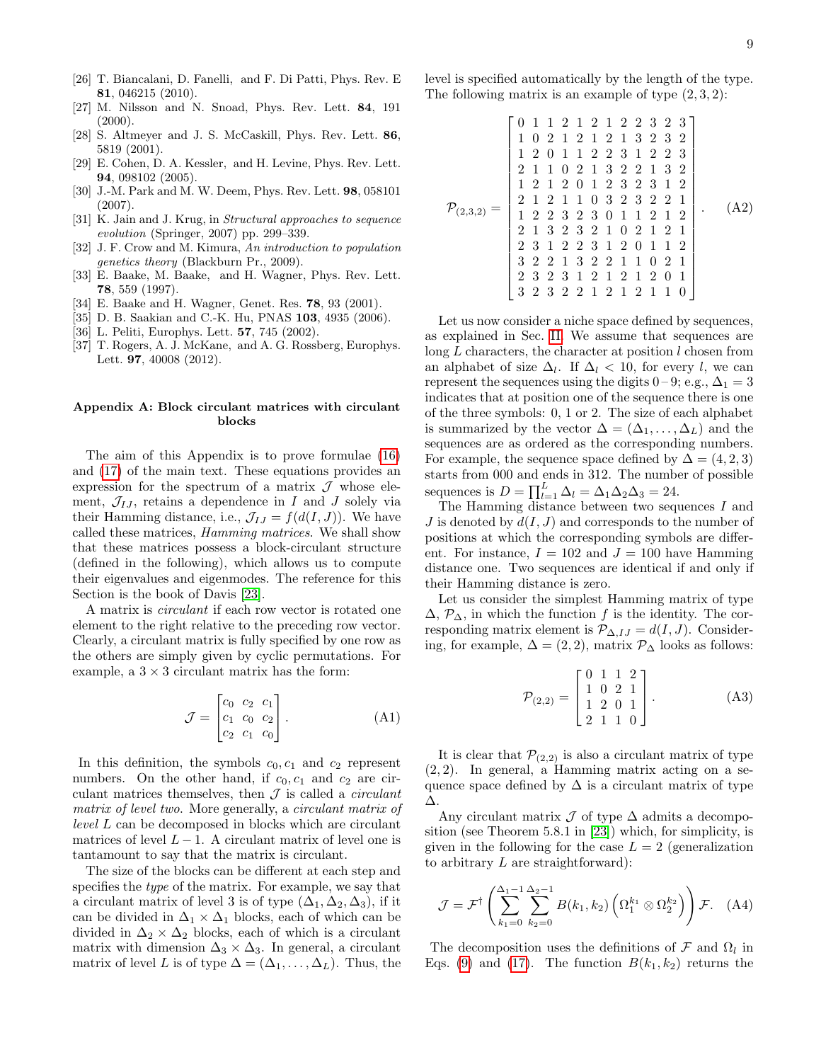[26] T. Biancalani, D. Fanelli, and F. Di Patti, Phys. Rev. E **81**, 046215 (2010).
[27] M. Nilsson and N. Snoad, Phys. Rev. Lett. **84**, 191 (2000).
[28] S. Altmeyer and J. S. McCaskill, Phys. Rev. Lett. **86**, 5819 (2001).
[29] E. Cohen, D. A. Kessler, and H. Levine, Phys. Rev. Lett. **94**, 098102 (2005).
[30] J.-M. Park and M. W. Deem, Phys. Rev. Lett. **98**, 058101 (2007).
[31] K. Jain and J. Krug, in *Structural approaches to sequence evolution* (Springer, 2007) pp. 299–339.
[32] J. F. Crow and M. Kimura, *An introduction to population genetics theory* (Blackburn Pr., 2009).
[33] E. Baake, M. Baake, and H. Wagner, Phys. Rev. Lett. **78**, 559 (1997).
[34] E. Baake and H. Wagner, Genet. Res. **78**, 93 (2001).
[35] D. B. Saakian and C.-K. Hu, PNAS **103**, 4935 (2006).
[36] L. Peliti, Europhys. Lett. **57**, 745 (2002).
[37] T. Rogers, A. J. McKane, and A. G. Rossberg, Europhys. Lett. **97**, 40008 (2012).

### Appendix A: Block circulant matrices with circulant blocks

The aim of this Appendix is to prove formulae (16) and (17) of the main text. These equations provides an expression for the spectrum of a matrix $\mathcal{J}$ whose element, $\mathcal{J}_{IJ}$, retains a dependence in $I$ and $J$ solely via their Hamming distance, i.e., $\mathcal{J}_{IJ} = f(d(I,J))$. We have called these matrices, *Hamming matrices*. We shall show that these matrices possess a block-circulant structure (defined in the following), which allows us to compute their eigenvalues and eigenmodes. The reference for this Section is the book of Davis [23].

A matrix is *circulant* if each row vector is rotated one element to the right relative to the preceding row vector. Clearly, a circulant matrix is fully specified by one row as the others are simply given by cyclic permutations. For example, a $3\times 3$ circulant matrix has the form:

$$\mathcal{J} = \begin{bmatrix} c_0 & c_2 & c_1 \\ c_1 & c_0 & c_2 \\ c_2 & c_1 & c_0 \end{bmatrix}. \tag{A1}$$

In this definition, the symbols $c_0, c_1$ and $c_2$ represent numbers. On the other hand, if $c_0, c_1$ and $c_2$ are circulant matrices themselves, then $\mathcal{J}$ is called a *circulant matrix of level two*. More generally, a *circulant matrix of level* $L$ can be decomposed in blocks which are circulant matrices of level $L-1$. A circulant matrix of level one is tantamount to say that the matrix is circulant.

The size of the blocks can be different at each step and specifies the *type* of the matrix. For example, we say that a circulant matrix of level 3 is of type $(\Delta_1, \Delta_2, \Delta_3)$, if it can be divided in $\Delta_1 \times \Delta_1$ blocks, each of which can be divided in $\Delta_2 \times \Delta_2$ blocks, each of which is a circulant matrix with dimension $\Delta_3 \times \Delta_3$. In general, a circulant matrix of level $L$ is of type $\Delta = (\Delta_1, \dots, \Delta_L)$. Thus, the level is specified automatically by the length of the type. The following matrix is an example of type $(2,3,2)$:

$$\mathcal{P}_{(2,3,2)} = \begin{bmatrix} 0&1&1&2&1&2&1&2&2&3&2&3 \\ 1&0&2&1&2&1&2&1&3&2&3&2 \\ 1&2&0&1&1&2&2&3&1&2&2&3 \\ 2&1&1&0&2&1&3&2&2&1&3&2 \\ 1&2&1&2&0&1&2&3&2&3&1&2 \\ 2&1&2&1&1&0&3&2&3&2&2&1 \\ 1&2&2&3&2&3&0&1&1&2&1&2 \\ 2&1&3&2&3&2&1&0&2&1&2&1 \\ 2&3&1&2&2&3&1&2&0&1&1&2 \\ 3&2&2&1&3&2&2&1&1&0&2&1 \\ 2&3&2&3&1&2&1&2&1&2&0&1 \\ 3&2&3&2&2&1&2&1&2&1&1&0 \end{bmatrix}. \tag{A2}$$

Let us now consider a niche space defined by sequences, as explained in Sec. II. We assume that sequences are long $L$ characters, the character at position $l$ chosen from an alphabet of size $\Delta_l$. If $\Delta_l < 10$, for every $l$, we can represent the sequences using the digits $0-9$; e.g., $\Delta_1 = 3$ indicates that at position one of the sequence there is one of the three symbols: 0, 1 or 2. The size of each alphabet is summarized by the vector $\Delta = (\Delta_1, \dots, \Delta_L)$ and the sequences are as ordered as the corresponding numbers. For example, the sequence space defined by $\Delta = (4,2,3)$ starts from 000 and ends in 312. The number of possible sequences is $D = \prod_{l=1}^{L} \Delta_l = \Delta_1 \Delta_2 \Delta_3 = 24$.

The Hamming distance between two sequences $I$ and $J$ is denoted by $d(I,J)$ and corresponds to the number of positions at which the corresponding symbols are different. For instance, $I = 102$ and $J = 100$ have Hamming distance one. Two sequences are identical if and only if their Hamming distance is zero.

Let us consider the simplest Hamming matrix of type $\Delta$, $\mathcal{P}_\Delta$, in which the function $f$ is the identity. The corresponding matrix element is $\mathcal{P}_{\Delta,IJ} = d(I,J)$. Considering, for example, $\Delta = (2,2)$, matrix $\mathcal{P}_\Delta$ looks as follows:

$$\mathcal{P}_{(2,2)} = \begin{bmatrix} 0&1&1&2 \\ 1&0&2&1 \\ 1&2&0&1 \\ 2&1&1&0 \end{bmatrix}. \tag{A3}$$

It is clear that $\mathcal{P}_{(2,2)}$ is also a circulant matrix of type $(2,2)$. In general, a Hamming matrix acting on a sequence space defined by $\Delta$ is a circulant matrix of type $\Delta$.

Any circulant matrix $\mathcal{J}$ of type $\Delta$ admits a decomposition (see Theorem 5.8.1 in [23]) which, for simplicity, is given in the following for the case $L=2$ (generalization to arbitrary $L$ are straightforward):

$$\mathcal{J} = \mathcal{F}^\dagger \left( \sum_{k_1=0}^{\Delta_1-1} \sum_{k_2=0}^{\Delta_2-1} B(k_1,k_2) \left( \Omega_1^{k_1} \otimes \Omega_2^{k_2} \right) \right) \mathcal{F}. \tag{A4}$$

The decomposition uses the definitions of $\mathcal{F}$ and $\Omega_l$ in Eqs. (9) and (17). The function $B(k_1,k_2)$ returns the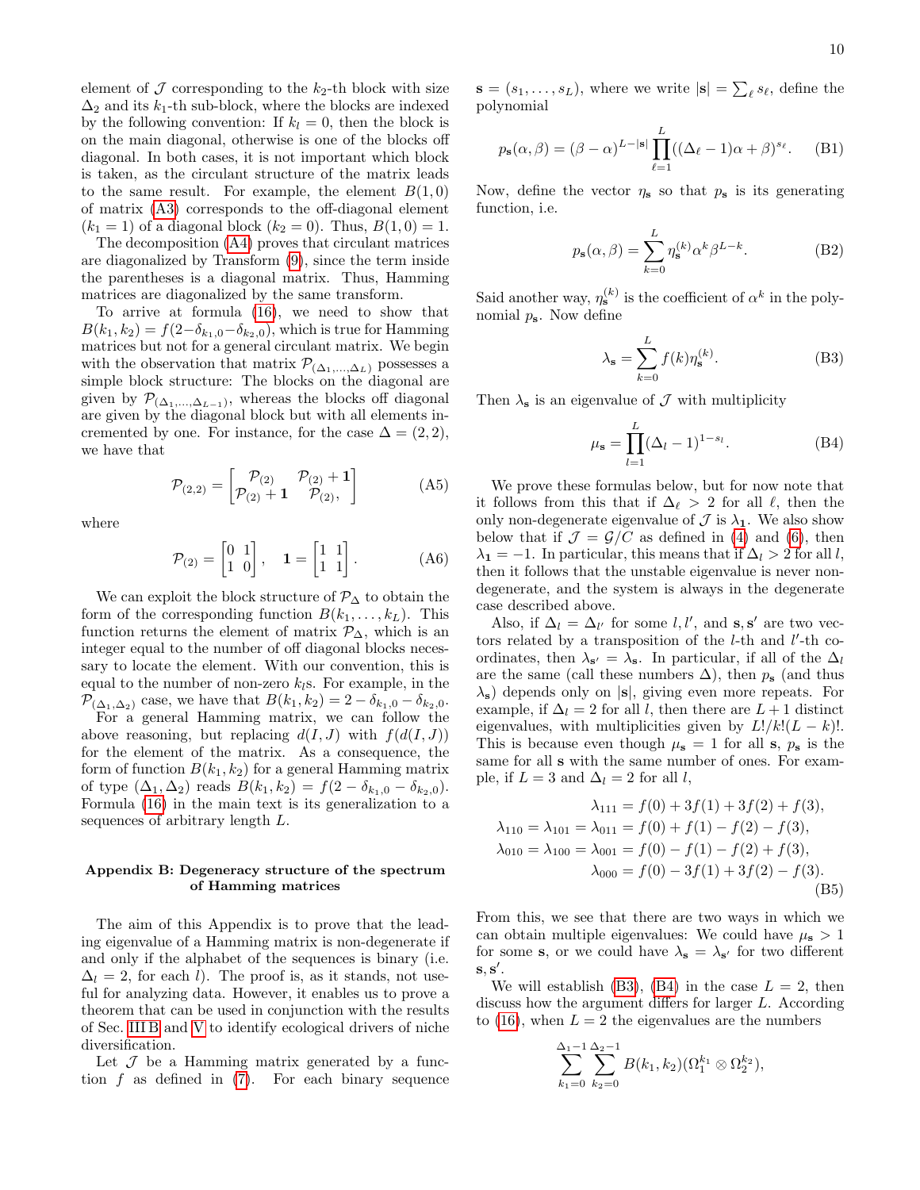element of $\mathcal{J}$ corresponding to the $k_2$-th block with size $\Delta_2$ and its $k_1$-th sub-block, where the blocks are indexed by the following convention: If $k_l = 0$, then the block is on the main diagonal, otherwise is one of the blocks off diagonal. In both cases, it is not important which block is taken, as the circulant structure of the matrix leads to the same result. For example, the element $B(1,0)$ of matrix (A3) corresponds to the off-diagonal element ($k_1 = 1$) of a diagonal block ($k_2 = 0$). Thus, $B(1,0) = 1$.

The decomposition (A4) proves that circulant matrices are diagonalized by Transform (9), since the term inside the parentheses is a diagonal matrix. Thus, Hamming matrices are diagonalized by the same transform.

To arrive at formula (16), we need to show that $B(k_1, k_2) = f(2-\delta_{k_1,0}-\delta_{k_2,0})$, which is true for Hamming matrices but not for a general circulant matrix. We begin with the observation that matrix $\mathcal{P}_{(\Delta_1,\dots,\Delta_L)}$ possesses a simple block structure: The blocks on the diagonal are given by $\mathcal{P}_{(\Delta_1,\dots,\Delta_{L-1})}$, whereas the blocks off diagonal are given by the diagonal block but with all elements incremented by one. For instance, for the case $\Delta = (2,2)$, we have that

$$\mathcal{P}_{(2,2)} = \begin{bmatrix} \mathcal{P}_{(2)} & \mathcal{P}_{(2)} + \mathbf{1} \\ \mathcal{P}_{(2)} + \mathbf{1} & \mathcal{P}_{(2)}, \end{bmatrix} \tag{A5}$$

where

$$\mathcal{P}_{(2)} = \begin{bmatrix} 0 & 1 \\ 1 & 0 \end{bmatrix}, \quad \mathbf{1} = \begin{bmatrix} 1 & 1 \\ 1 & 1 \end{bmatrix}. \tag{A6}$$

We can exploit the block structure of $\mathcal{P}_\Delta$ to obtain the form of the corresponding function $B(k_1, \dots, k_L)$. This function returns the element of matrix $\mathcal{P}_\Delta$, which is an integer equal to the number of off diagonal blocks necessary to locate the element. With our convention, this is equal to the number of non-zero $k_l$s. For example, in the $\mathcal{P}_{(\Delta_1,\Delta_2)}$ case, we have that $B(k_1,k_2) = 2 - \delta_{k_1,0} - \delta_{k_2,0}$.

For a general Hamming matrix, we can follow the above reasoning, but replacing $d(I,J)$ with $f(d(I,J))$ for the element of the matrix. As a consequence, the form of function $B(k_1,k_2)$ for a general Hamming matrix of type $(\Delta_1, \Delta_2)$ reads $B(k_1,k_2) = f(2 - \delta_{k_1,0} - \delta_{k_2,0})$. Formula (16) in the main text is its generalization to a sequences of arbitrary length $L$.

## Appendix B: Degeneracy structure of the spectrum of Hamming matrices

The aim of this Appendix is to prove that the leading eigenvalue of a Hamming matrix is non-degenerate if and only if the alphabet of the sequences is binary (i.e. $\Delta_l = 2$, for each $l$). The proof is, as it stands, not useful for analyzing data. However, it enables us to prove a theorem that can be used in conjunction with the results of Sec. III B and V to identify ecological drivers of niche diversification.

Let $\mathcal{J}$ be a Hamming matrix generated by a function $f$ as defined in (7). For each binary sequence $\mathbf{s} = (s_1, \dots, s_L)$, where we write $|\mathbf{s}| = \sum_\ell s_\ell$, define the polynomial

$$p_\mathbf{s}(\alpha,\beta) = (\beta - \alpha)^{L-|\mathbf{s}|} \prod_{\ell=1}^{L} ((\Delta_\ell - 1)\alpha + \beta)^{s_\ell}. \tag{B1}$$

Now, define the vector $\eta_\mathbf{s}$ so that $p_\mathbf{s}$ is its generating function, i.e.

$$p_\mathbf{s}(\alpha,\beta) = \sum_{k=0}^{L} \eta_\mathbf{s}^{(k)} \alpha^k \beta^{L-k}. \tag{B2}$$

Said another way, $\eta_\mathbf{s}^{(k)}$ is the coefficient of $\alpha^k$ in the polynomial $p_\mathbf{s}$. Now define

$$\lambda_\mathbf{s} = \sum_{k=0}^{L} f(k) \eta_\mathbf{s}^{(k)}. \tag{B3}$$

Then $\lambda_\mathbf{s}$ is an eigenvalue of $\mathcal{J}$ with multiplicity

$$\mu_\mathbf{s} = \prod_{l=1}^{L} (\Delta_l - 1)^{1-s_l}. \tag{B4}$$

We prove these formulas below, but for now note that it follows from this that if $\Delta_\ell > 2$ for all $\ell$, then the only non-degenerate eigenvalue of $\mathcal{J}$ is $\lambda_\mathbf{1}$. We also show below that if $\mathcal{J} = \mathcal{G}/C$ as defined in (4) and (6), then $\lambda_\mathbf{1} = -1$. In particular, this means that if $\Delta_l > 2$ for all $l$, then it follows that the unstable eigenvalue is never non-degenerate, and the system is always in the degenerate case described above.

Also, if $\Delta_l = \Delta_{l'}$ for some $l, l'$, and $\mathbf{s}, \mathbf{s}'$ are two vectors related by a transposition of the $l$-th and $l'$-th coordinates, then $\lambda_{\mathbf{s}'} = \lambda_\mathbf{s}$. In particular, if all of the $\Delta_l$ are the same (call these numbers $\Delta$), then $p_\mathbf{s}$ (and thus $\lambda_\mathbf{s}$) depends only on $|\mathbf{s}|$, giving even more repeats. For example, if $\Delta_l = 2$ for all $l$, then there are $L+1$ distinct eigenvalues, with multiplicities given by $L!/k!(L-k)!$. This is because even though $\mu_\mathbf{s} = 1$ for all $\mathbf{s}$, $p_\mathbf{s}$ is the same for all $\mathbf{s}$ with the same number of ones. For example, if $L = 3$ and $\Delta_l = 2$ for all $l$,

$$\begin{aligned} \lambda_{111} &= f(0) + 3f(1) + 3f(2) + f(3), \\ \lambda_{110} = \lambda_{101} = \lambda_{011} &= f(0) + f(1) - f(2) - f(3), \\ \lambda_{010} = \lambda_{100} = \lambda_{001} &= f(0) - f(1) - f(2) + f(3), \\ \lambda_{000} &= f(0) - 3f(1) + 3f(2) - f(3). \end{aligned} \tag{B5}$$

From this, we see that there are two ways in which we can obtain multiple eigenvalues: We could have $\mu_\mathbf{s} > 1$ for some $\mathbf{s}$, or we could have $\lambda_\mathbf{s} = \lambda_{\mathbf{s}'}$ for two different $\mathbf{s}, \mathbf{s}'$.

We will establish (B3), (B4) in the case $L = 2$, then discuss how the argument differs for larger $L$. According to (16), when $L = 2$ the eigenvalues are the numbers

$$\sum_{k_1=0}^{\Delta_1 - 1} \sum_{k_2=0}^{\Delta_2 - 1} B(k_1,k_2)(\Omega_1^{k_1} \otimes \Omega_2^{k_2}),$$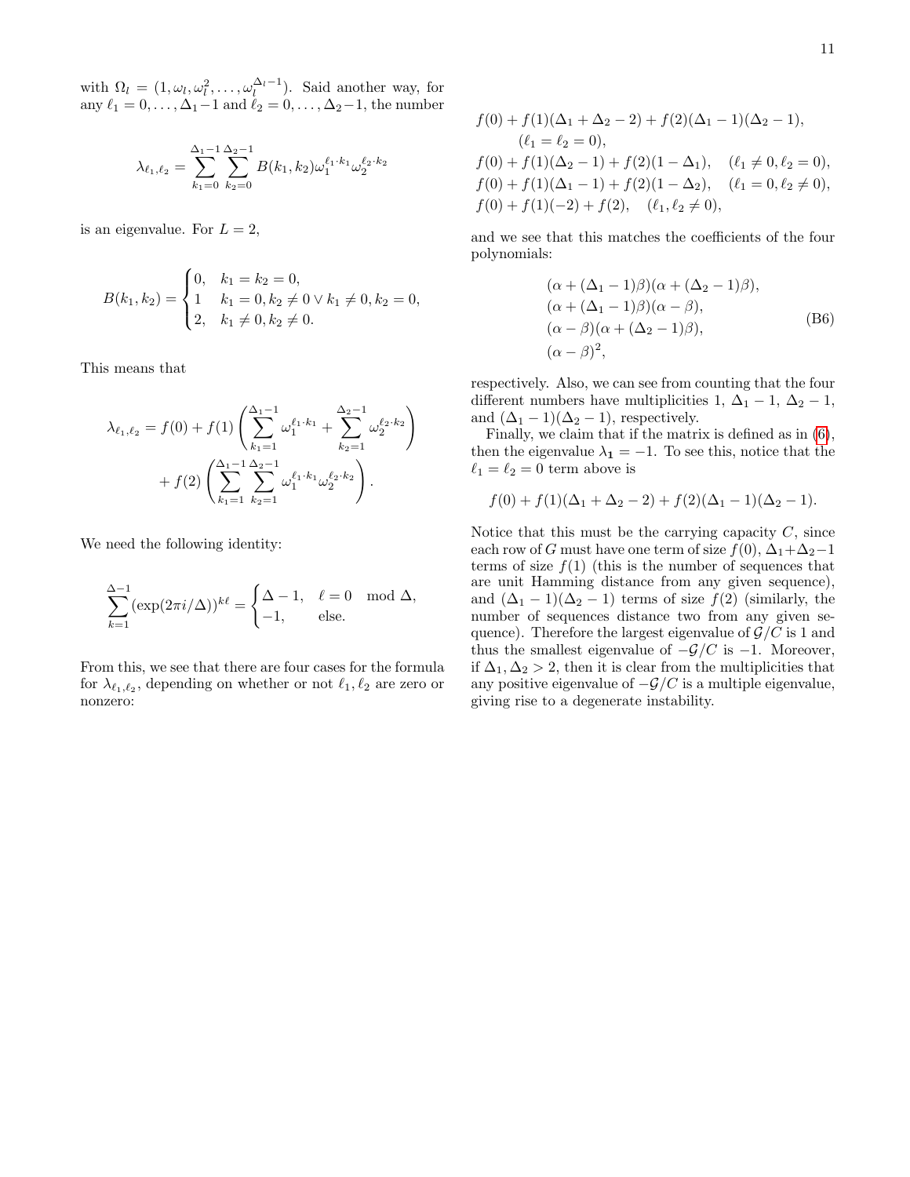with $\Omega_l = (1, \omega_l, \omega_l^2, \ldots, \omega_l^{\Delta_l - 1})$. Said another way, for any $\ell_1 = 0, \ldots, \Delta_1 - 1$ and $\ell_2 = 0, \ldots, \Delta_2 - 1$, the number

$$\lambda_{\ell_1, \ell_2} = \sum_{k_1=0}^{\Delta_1 - 1} \sum_{k_2=0}^{\Delta_2 - 1} B(k_1, k_2) \omega_1^{\ell_1 \cdot k_1} \omega_2^{\ell_2 \cdot k_2}$$

is an eigenvalue. For $L = 2$,

$$B(k_1, k_2) = \begin{cases} 0, & k_1 = k_2 = 0, \\ 1 & k_1 = 0, k_2 \neq 0 \vee k_1 \neq 0, k_2 = 0, \\ 2, & k_1 \neq 0, k_2 \neq 0. \end{cases}$$

This means that

$$\lambda_{\ell_1, \ell_2} = f(0) + f(1) \left( \sum_{k_1=1}^{\Delta_1 - 1} \omega_1^{\ell_1 \cdot k_1} + \sum_{k_2=1}^{\Delta_2 - 1} \omega_2^{\ell_2 \cdot k_2} \right) + f(2) \left( \sum_{k_1=1}^{\Delta_1 - 1} \sum_{k_2=1}^{\Delta_2 - 1} \omega_1^{\ell_1 \cdot k_1} \omega_2^{\ell_2 \cdot k_2} \right).$$

We need the following identity:

$$\sum_{k=1}^{\Delta - 1} (\exp(2\pi i / \Delta))^{k\ell} = \begin{cases} \Delta - 1, & \ell = 0 \mod \Delta, \\ -1, & \text{else}. \end{cases}$$

From this, we see that there are four cases for the formula for $\lambda_{\ell_1, \ell_2}$, depending on whether or not $\ell_1, \ell_2$ are zero or nonzero:

$$\begin{aligned}
&f(0) + f(1)(\Delta_1 + \Delta_2 - 2) + f(2)(\Delta_1 - 1)(\Delta_2 - 1), \\
&\qquad (\ell_1 = \ell_2 = 0), \\
&f(0) + f(1)(\Delta_2 - 1) + f(2)(1 - \Delta_1), \quad (\ell_1 \neq 0, \ell_2 = 0), \\
&f(0) + f(1)(\Delta_1 - 1) + f(2)(1 - \Delta_2), \quad (\ell_1 = 0, \ell_2 \neq 0), \\
&f(0) + f(1)(-2) + f(2), \quad (\ell_1, \ell_2 \neq 0),
\end{aligned}$$

and we see that this matches the coefficients of the four polynomials:

$$\begin{aligned}
&(\alpha + (\Delta_1 - 1)\beta)(\alpha + (\Delta_2 - 1)\beta), \\
&(\alpha + (\Delta_1 - 1)\beta)(\alpha - \beta), \\
&(\alpha - \beta)(\alpha + (\Delta_2 - 1)\beta), \\
&(\alpha - \beta)^2,
\end{aligned} \tag{B6}$$

respectively. Also, we can see from counting that the four different numbers have multiplicities 1, $\Delta_1 - 1$, $\Delta_2 - 1$, and $(\Delta_1 - 1)(\Delta_2 - 1)$, respectively.

Finally, we claim that if the matrix is defined as in (6), then the eigenvalue $\lambda_{\mathbf{1}} = -1$. To see this, notice that the $\ell_1 = \ell_2 = 0$ term above is

$$f(0) + f(1)(\Delta_1 + \Delta_2 - 2) + f(2)(\Delta_1 - 1)(\Delta_2 - 1).$$

Notice that this must be the carrying capacity $C$, since each row of $G$ must have one term of size $f(0)$, $\Delta_1 + \Delta_2 - 1$ terms of size $f(1)$ (this is the number of sequences that are unit Hamming distance from any given sequence), and $(\Delta_1 - 1)(\Delta_2 - 1)$ terms of size $f(2)$ (similarly, the number of sequences distance two from any given sequence). Therefore the largest eigenvalue of $\mathcal{G}/C$ is 1 and thus the smallest eigenvalue of $-\mathcal{G}/C$ is $-1$. Moreover, if $\Delta_1, \Delta_2 > 2$, then it is clear from the multiplicities that any positive eigenvalue of $-\mathcal{G}/C$ is a multiple eigenvalue, giving rise to a degenerate instability.